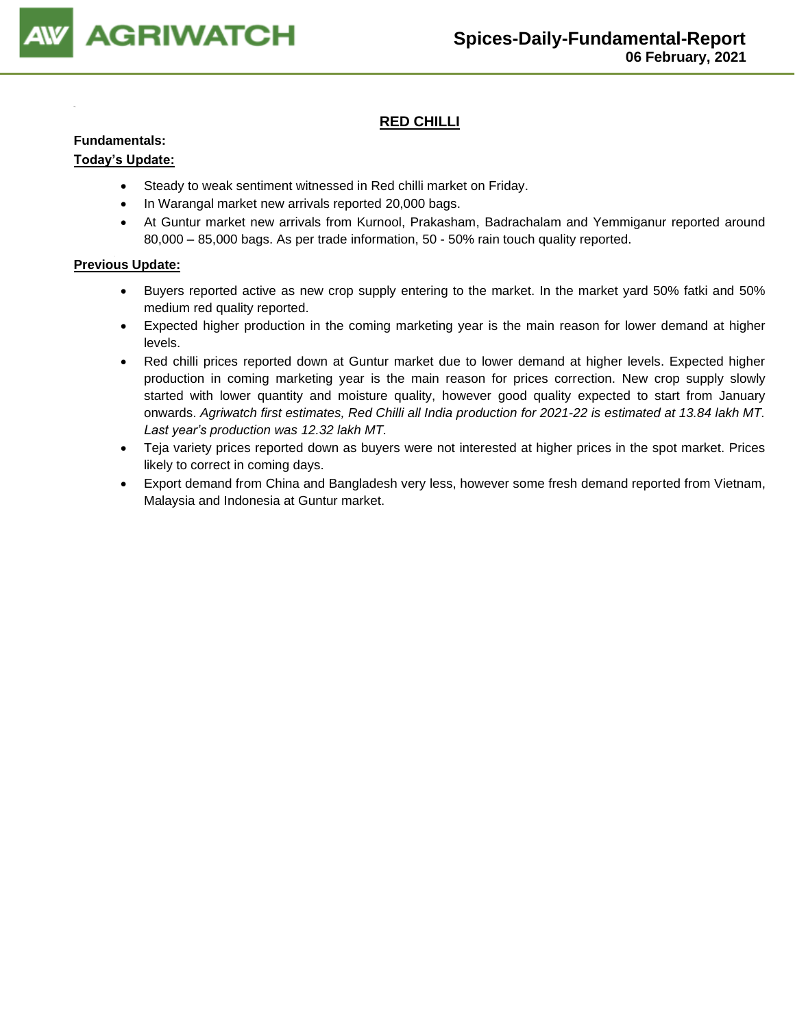# RED CHILLI

**Fundamentals:**

**Today's Update:**

- Steady to weak sentiment witnessed in Red chilli market on Friday.
- In Warangal market new arrivals reported 20,000 bags.
- At Guntur market new arrivals from Kurnool, Prakasham, Badrachalam and Yemmiganur reported around 80,000 – 85,000 bags. As per trade information, 50 - 50% rain touch quality reported.

**Previous Update:**

- Buyers reported active as new crop supply entering to the market. In the market yard 50% fatki and 50% medium red quality reported.
- Expected higher production in the coming marketing year is the main reason for lower demand at higher levels.
- Red chilli prices reported down at Guntur market due to lower demand at higher levels. Expected higher production in coming marketing year is the main reason for prices correction. New crop supply slowly started with lower quantity and moisture quality, however good quality expected to start from January onwards. *Agriwatch first estimates, Red Chilli all India production for 2021-22 is estimated at 13.84 lakh MT. Last year's production was 12.32 lakh MT.*
- Teja variety prices reported down as buyers were not interested at higher prices in the spot market. Prices likely to correct in coming days.
- Export demand from China and Bangladesh very less, however some fresh demand reported from Vietnam, Malaysia and Indonesia at Guntur market.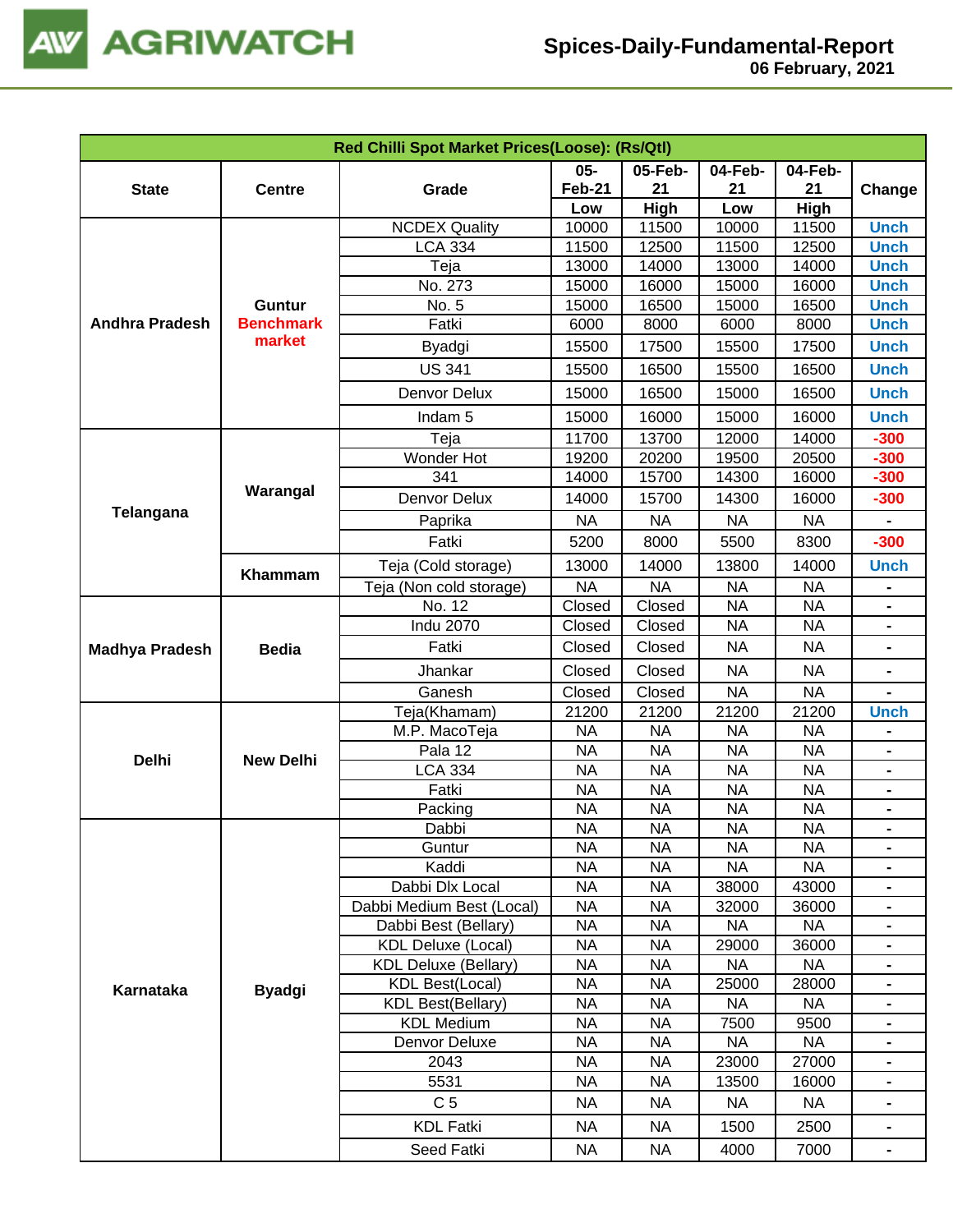| Red Chilli Spot Market Prices(Loose): (Rs/Qtl) | | | | | | | |
|---|---|---|---|---|---|---|---|
| State | Centre | Grade | 05-Feb-21 Low | 05-Feb-21 High | 04-Feb-21 Low | 04-Feb-21 High | Change |
| Andhra Pradesh | Guntur Benchmark market | NCDEX Quality | 10000 | 11500 | 10000 | 11500 | Unch |
| | | LCA 334 | 11500 | 12500 | 11500 | 12500 | Unch |
| | | Teja | 13000 | 14000 | 13000 | 14000 | Unch |
| | | No. 273 | 15000 | 16000 | 15000 | 16000 | Unch |
| | | No. 5 | 15000 | 16500 | 15000 | 16500 | Unch |
| | | Fatki | 6000 | 8000 | 6000 | 8000 | Unch |
| | | Byadgi | 15500 | 17500 | 15500 | 17500 | Unch |
| | | US 341 | 15500 | 16500 | 15500 | 16500 | Unch |
| | | Denvor Delux | 15000 | 16500 | 15000 | 16500 | Unch |
| | | Indam 5 | 15000 | 16000 | 15000 | 16000 | Unch |
| Telangana | Warangal | Teja | 11700 | 13700 | 12000 | 14000 | -300 |
| | | Wonder Hot | 19200 | 20200 | 19500 | 20500 | -300 |
| | | 341 | 14000 | 15700 | 14300 | 16000 | -300 |
| | | Denvor Delux | 14000 | 15700 | 14300 | 16000 | -300 |
| | | Paprika | NA | NA | NA | NA | - |
| | | Fatki | 5200 | 8000 | 5500 | 8300 | -300 |
| | Khammam | Teja (Cold storage) | 13000 | 14000 | 13800 | 14000 | Unch |
| | | Teja (Non cold storage) | NA | NA | NA | NA | - |
| Madhya Pradesh | Bedia | No. 12 | Closed | Closed | NA | NA | - |
| | | Indu 2070 | Closed | Closed | NA | NA | - |
| | | Fatki | Closed | Closed | NA | NA | - |
| | | Jhankar | Closed | Closed | NA | NA | - |
| | | Ganesh | Closed | Closed | NA | NA | - |
| Delhi | New Delhi | Teja(Khamam) | 21200 | 21200 | 21200 | 21200 | Unch |
| | | M.P. MacoTeja | NA | NA | NA | NA | - |
| | | Pala 12 | NA | NA | NA | NA | - |
| | | LCA 334 | NA | NA | NA | NA | - |
| | | Fatki | NA | NA | NA | NA | - |
| | | Packing | NA | NA | NA | NA | - |
| Karnataka | Byadgi | Dabbi | NA | NA | NA | NA | - |
| | | Guntur | NA | NA | NA | NA | - |
| | | Kaddi | NA | NA | NA | NA | - |
| | | Dabbi Dlx Local | NA | NA | 38000 | 43000 | - |
| | | Dabbi Medium Best (Local) | NA | NA | 32000 | 36000 | - |
| | | Dabbi Best (Bellary) | NA | NA | NA | NA | - |
| | | KDL Deluxe (Local) | NA | NA | 29000 | 36000 | - |
| | | KDL Deluxe (Bellary) | NA | NA | NA | NA | - |
| | | KDL Best(Local) | NA | NA | 25000 | 28000 | - |
| | | KDL Best(Bellary) | NA | NA | NA | NA | - |
| | | KDL Medium | NA | NA | 7500 | 9500 | - |
| | | Denvor Deluxe | NA | NA | NA | NA | - |
| | | 2043 | NA | NA | 23000 | 27000 | - |
| | | 5531 | NA | NA | 13500 | 16000 | - |
| | | C 5 | NA | NA | NA | NA | - |
| | | KDL Fatki | NA | NA | 1500 | 2500 | - |
| | | Seed Fatki | NA | NA | 4000 | 7000 | - |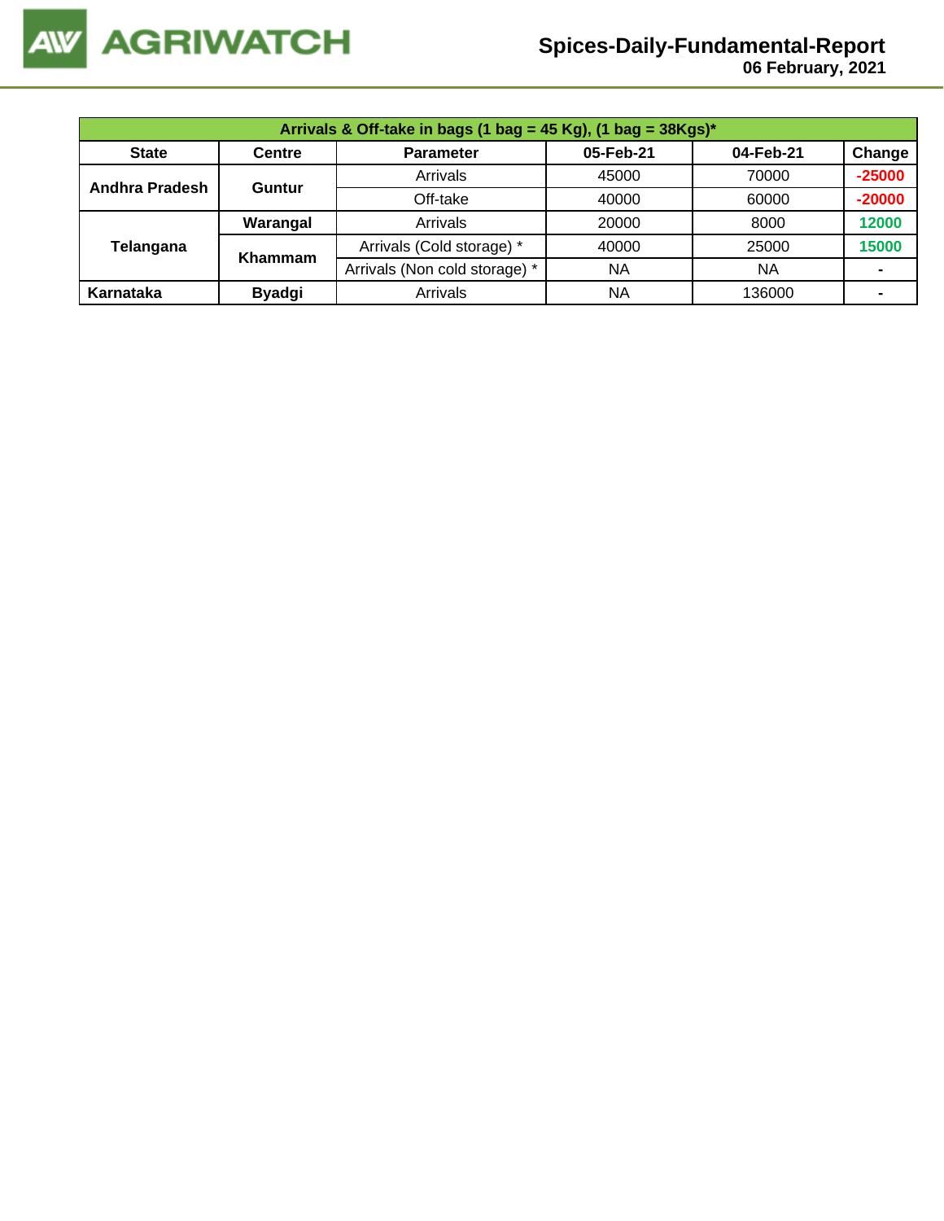| Arrivals & Off-take in bags (1 bag = 45 Kg), (1 bag = 38Kgs)* | | | | | |
|---|---|---|---|---|---|
| **State** | **Centre** | **Parameter** | **05-Feb-21** | **04-Feb-21** | **Change** |
| **Andhra Pradesh** | **Guntur** | Arrivals | 45000 | 70000 | -25000 |
| | | Off-take | 40000 | 60000 | -20000 |
| **Telangana** | **Warangal** | Arrivals | 20000 | 8000 | 12000 |
| | **Khammam** | Arrivals (Cold storage) * | 40000 | 25000 | 15000 |
| | | Arrivals (Non cold storage) * | NA | NA | - |
| **Karnataka** | **Byadgi** | Arrivals | NA | 136000 | - |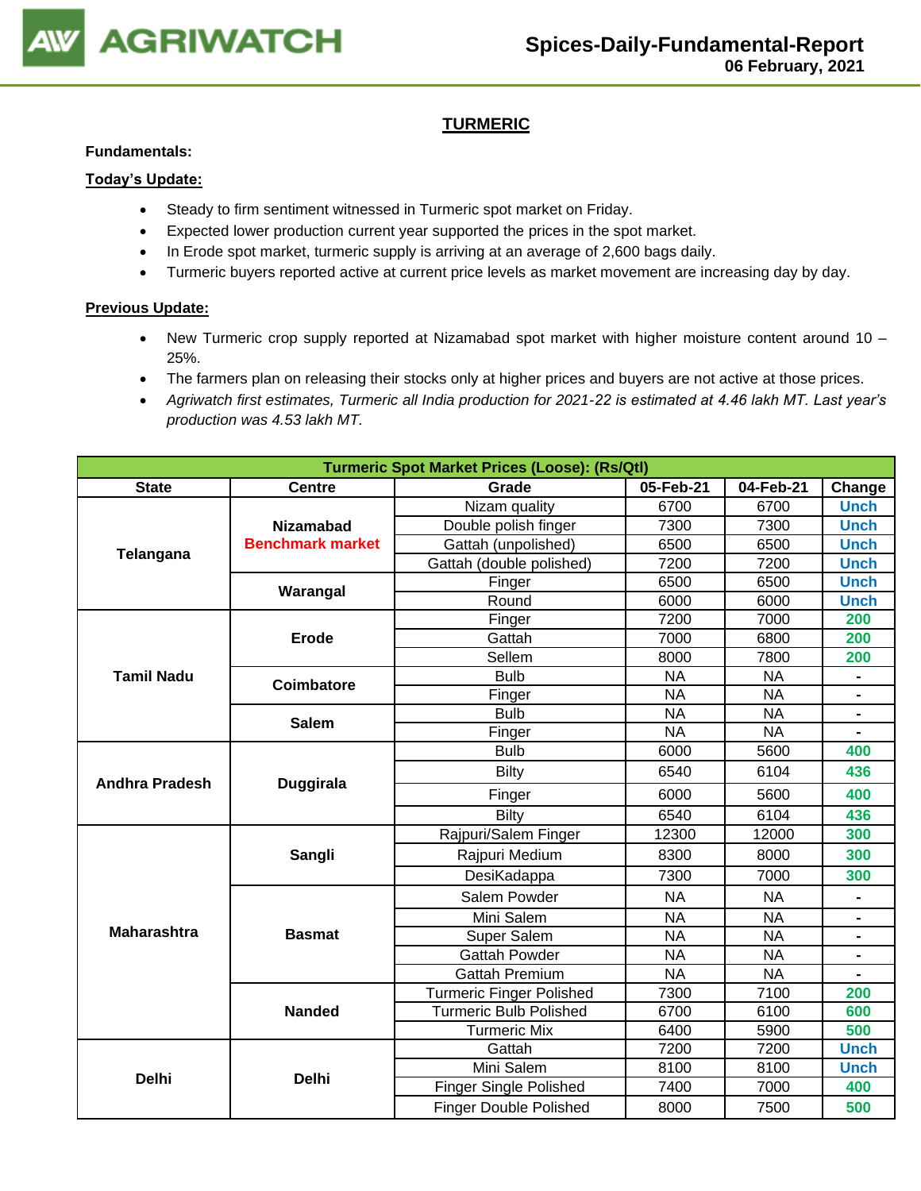## TURMERIC

**Fundamentals:**

**Today's Update:**

- Steady to firm sentiment witnessed in Turmeric spot market on Friday.
- Expected lower production current year supported the prices in the spot market.
- In Erode spot market, turmeric supply is arriving at an average of 2,600 bags daily.
- Turmeric buyers reported active at current price levels as market movement are increasing day by day.

**Previous Update:**

- New Turmeric crop supply reported at Nizamabad spot market with higher moisture content around 10 – 25%.
- The farmers plan on releasing their stocks only at higher prices and buyers are not active at those prices.
- *Agriwatch first estimates, Turmeric all India production for 2021-22 is estimated at 4.46 lakh MT. Last year's production was 4.53 lakh MT.*

| Turmeric Spot Market Prices (Loose): (Rs/Qtl) | | | | | |
|---|---|---|---|---|---|
| **State** | **Centre** | **Grade** | **05-Feb-21** | **04-Feb-21** | **Change** |
| **Telangana** | **Nizamabad Benchmark market** | Nizam quality | 6700 | 6700 | Unch |
| | | Double polish finger | 7300 | 7300 | Unch |
| | | Gattah (unpolished) | 6500 | 6500 | Unch |
| | | Gattah (double polished) | 7200 | 7200 | Unch |
| | **Warangal** | Finger | 6500 | 6500 | Unch |
| | | Round | 6000 | 6000 | Unch |
| **Tamil Nadu** | **Erode** | Finger | 7200 | 7000 | 200 |
| | | Gattah | 7000 | 6800 | 200 |
| | | Sellem | 8000 | 7800 | 200 |
| | **Coimbatore** | Bulb | NA | NA | - |
| | | Finger | NA | NA | - |
| | **Salem** | Bulb | NA | NA | - |
| | | Finger | NA | NA | - |
| **Andhra Pradesh** | **Duggirala** | Bulb | 6000 | 5600 | 400 |
| | | Bilty | 6540 | 6104 | 436 |
| | | Finger | 6000 | 5600 | 400 |
| | | Bilty | 6540 | 6104 | 436 |
| **Maharashtra** | **Sangli** | Rajpuri/Salem Finger | 12300 | 12000 | 300 |
| | | Rajpuri Medium | 8300 | 8000 | 300 |
| | | DesiKadappa | 7300 | 7000 | 300 |
| | **Basmat** | Salem Powder | NA | NA | - |
| | | Mini Salem | NA | NA | - |
| | | Super Salem | NA | NA | - |
| | | Gattah Powder | NA | NA | - |
| | | Gattah Premium | NA | NA | - |
| | **Nanded** | Turmeric Finger Polished | 7300 | 7100 | 200 |
| | | Turmeric Bulb Polished | 6700 | 6100 | 600 |
| | | Turmeric Mix | 6400 | 5900 | 500 |
| **Delhi** | **Delhi** | Gattah | 7200 | 7200 | Unch |
| | | Mini Salem | 8100 | 8100 | Unch |
| | | Finger Single Polished | 7400 | 7000 | 400 |
| | | Finger Double Polished | 8000 | 7500 | 500 |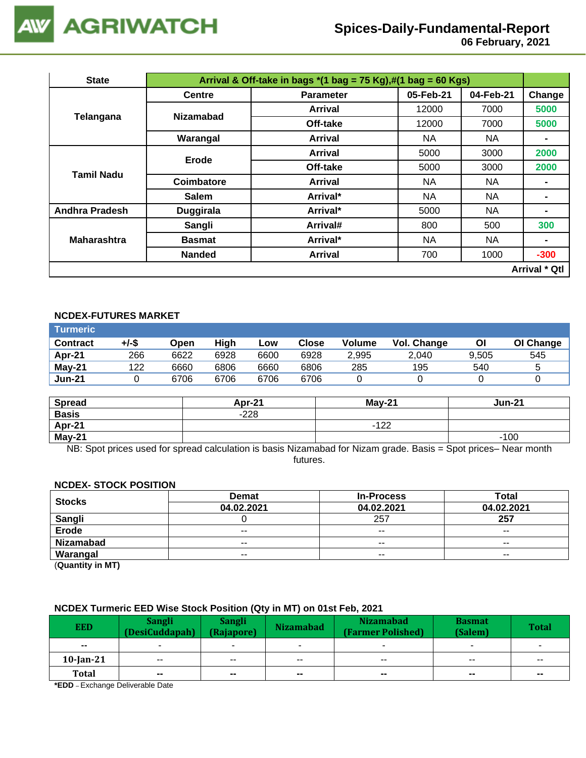# AGRIWATCH

## Spices-Daily-Fundamental-Report
06 February, 2021

| State | Arrival & Off-take in bags *(1 bag = 75 Kg),#(1 bag = 60 Kgs) | | | | |
|---|---|---|---|---|---|
| | Centre | Parameter | 05-Feb-21 | 04-Feb-21 | Change |
| Telangana | Nizamabad | Arrival | 12000 | 7000 | 5000 |
| | | Off-take | 12000 | 7000 | 5000 |
| | Warangal | Arrival | NA | NA | - |
| Tamil Nadu | Erode | Arrival | 5000 | 3000 | 2000 |
| | | Off-take | 5000 | 3000 | 2000 |
| | Coimbatore | Arrival | NA | NA | - |
| | Salem | Arrival* | NA | NA | - |
| Andhra Pradesh | Duggirala | Arrival* | 5000 | NA | - |
| Maharashtra | Sangli | Arrival# | 800 | 500 | 300 |
| | Basmat | Arrival* | NA | NA | - |
| | Nanded | Arrival | 700 | 1000 | -300 |
| | | | | | Arrival * Qtl |

### NCDEX-FUTURES MARKET

| Turmeric | | | | | | | | | |
|---|---|---|---|---|---|---|---|---|---|
| Contract | +/-$ | Open | High | Low | Close | Volume | Vol. Change | OI | OI Change |
| Apr-21 | 266 | 6622 | 6928 | 6600 | 6928 | 2,995 | 2,040 | 9,505 | 545 |
| May-21 | 122 | 6660 | 6806 | 6660 | 6806 | 285 | 195 | 540 | 5 |
| Jun-21 | 0 | 6706 | 6706 | 6706 | 6706 | 0 | 0 | 0 | 0 |

| Spread | Apr-21 | May-21 | Jun-21 |
|---|---|---|---|
| Basis | -228 | | |
| Apr-21 | | -122 | |
| May-21 | | | -100 |

NB: Spot prices used for spread calculation is basis Nizamabad for Nizam grade. Basis = Spot prices– Near month futures.

### NCDEX- STOCK POSITION

| Stocks | Demat | In-Process | Total |
|---|---|---|---|
| | 04.02.2021 | 04.02.2021 | 04.02.2021 |
| Sangli | 0 | 257 | 257 |
| Erode | -- | -- | -- |
| Nizamabad | -- | -- | -- |
| Warangal | -- | -- | -- |

(Quantity in MT)

### NCDEX Turmeric EED Wise Stock Position (Qty in MT) on 01st Feb, 2021

| EED | Sangli (DesiCuddapah) | Sangli (Rajapore) | Nizamabad | Nizamabad (Farmer Polished) | Basmat (Salem) | Total |
|---|---|---|---|---|---|---|
| -- | - | - | - | - | - | - |
| 10-Jan-21 | -- | -- | -- | -- | -- | -- |
| Total | -- | -- | -- | -- | -- | -- |

*EDD – Exchange Deliverable Date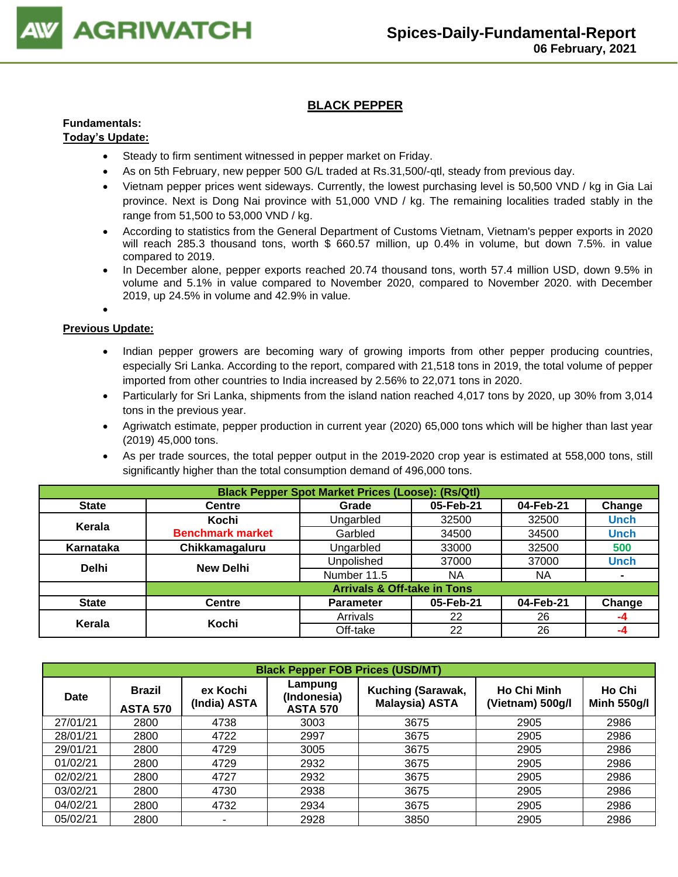## BLACK PEPPER

**Fundamentals:**

**Today's Update:**

- Steady to firm sentiment witnessed in pepper market on Friday.
- As on 5th February, new pepper 500 G/L traded at Rs.31,500/-qtl, steady from previous day.
- Vietnam pepper prices went sideways. Currently, the lowest purchasing level is 50,500 VND / kg in Gia Lai province. Next is Dong Nai province with 51,000 VND / kg. The remaining localities traded stably in the range from 51,500 to 53,000 VND / kg.
- According to statistics from the General Department of Customs Vietnam, Vietnam's pepper exports in 2020 will reach 285.3 thousand tons, worth $ 660.57 million, up 0.4% in volume, but down 7.5%. in value compared to 2019.
- In December alone, pepper exports reached 20.74 thousand tons, worth 57.4 million USD, down 9.5% in volume and 5.1% in value compared to November 2020, compared to November 2020. with December 2019, up 24.5% in volume and 42.9% in value.
-

**Previous Update:**

- Indian pepper growers are becoming wary of growing imports from other pepper producing countries, especially Sri Lanka. According to the report, compared with 21,518 tons in 2019, the total volume of pepper imported from other countries to India increased by 2.56% to 22,071 tons in 2020.
- Particularly for Sri Lanka, shipments from the island nation reached 4,017 tons by 2020, up 30% from 3,014 tons in the previous year.
- Agriwatch estimate, pepper production in current year (2020) 65,000 tons which will be higher than last year (2019) 45,000 tons.
- As per trade sources, the total pepper output in the 2019-2020 crop year is estimated at 558,000 tons, still significantly higher than the total consumption demand of 496,000 tons.

| Black Pepper Spot Market Prices (Loose): (Rs/Qtl) | | | | | |
|---|---|---|---|---|---|
| **State** | **Centre** | **Grade** | **05-Feb-21** | **04-Feb-21** | **Change** |
| **Kerala** | **Kochi** / **Benchmark market** | Ungarbled | 32500 | 32500 | Unch |
| | | Garbled | 34500 | 34500 | Unch |
| **Karnataka** | **Chikkamagaluru** | Ungarbled | 33000 | 32500 | 500 |
| **Delhi** | **New Delhi** | Unpolished | 37000 | 37000 | Unch |
| | | Number 11.5 | NA | NA | - |
| | **Arrivals & Off-take in Tons** | | | | |
| **State** | **Centre** | **Parameter** | **05-Feb-21** | **04-Feb-21** | **Change** |
| **Kerala** | **Kochi** | Arrivals | 22 | 26 | -4 |
| | | Off-take | 22 | 26 | -4 |

| Black Pepper FOB Prices (USD/MT) | | | | | | |
|---|---|---|---|---|---|---|
| **Date** | **Brazil ASTA 570** | **ex Kochi (India) ASTA** | **Lampung (Indonesia) ASTA 570** | **Kuching (Sarawak, Malaysia) ASTA** | **Ho Chi Minh (Vietnam) 500g/l** | **Ho Chi Minh 550g/l** |
| 27/01/21 | 2800 | 4738 | 3003 | 3675 | 2905 | 2986 |
| 28/01/21 | 2800 | 4722 | 2997 | 3675 | 2905 | 2986 |
| 29/01/21 | 2800 | 4729 | 3005 | 3675 | 2905 | 2986 |
| 01/02/21 | 2800 | 4729 | 2932 | 3675 | 2905 | 2986 |
| 02/02/21 | 2800 | 4727 | 2932 | 3675 | 2905 | 2986 |
| 03/02/21 | 2800 | 4730 | 2938 | 3675 | 2905 | 2986 |
| 04/02/21 | 2800 | 4732 | 2934 | 3675 | 2905 | 2986 |
| 05/02/21 | 2800 | - | 2928 | 3850 | 2905 | 2986 |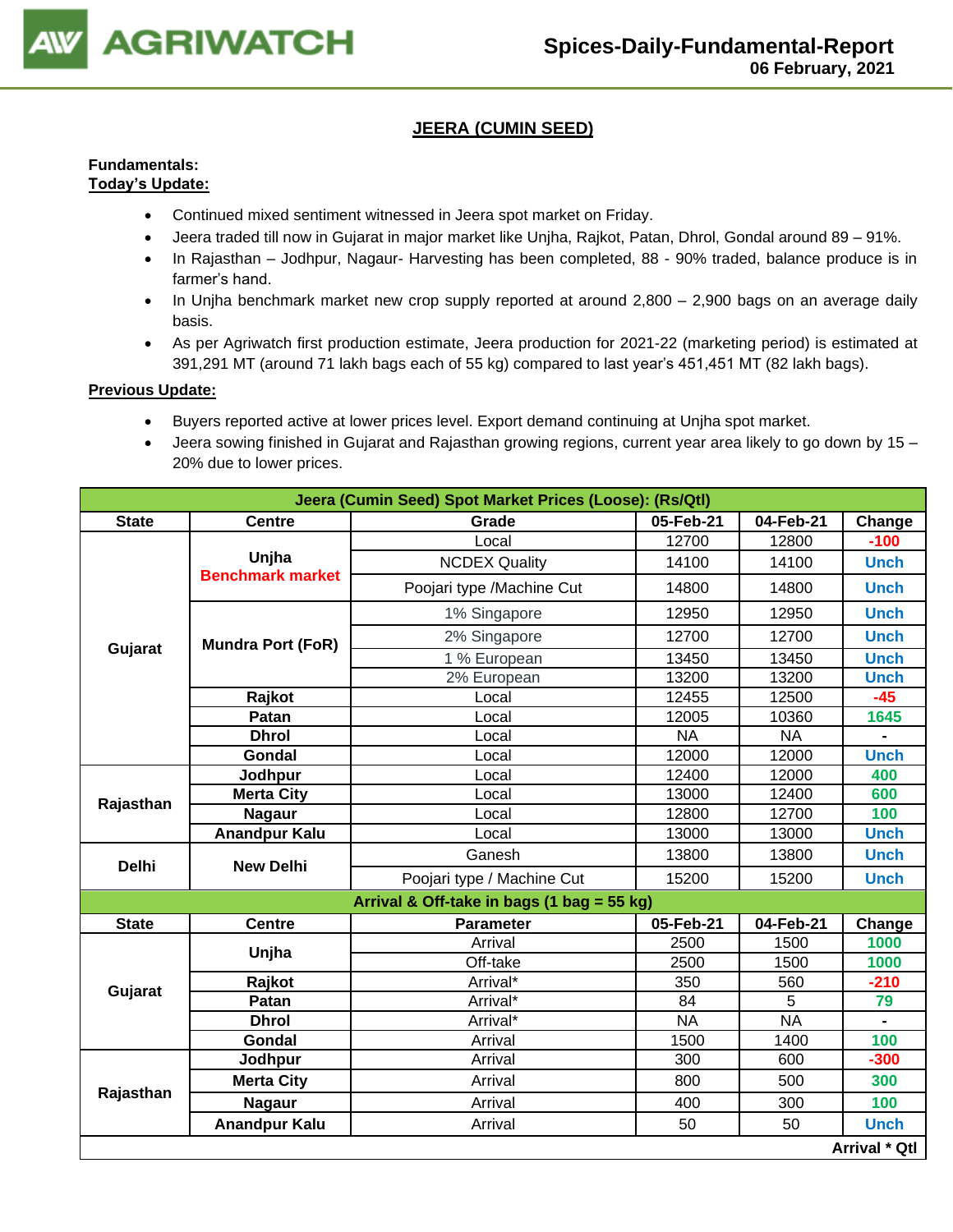# JEERA (CUMIN SEED)

**Fundamentals:**

**Today's Update:**

- Continued mixed sentiment witnessed in Jeera spot market on Friday.
- Jeera traded till now in Gujarat in major market like Unjha, Rajkot, Patan, Dhrol, Gondal around 89 – 91%.
- In Rajasthan – Jodhpur, Nagaur- Harvesting has been completed, 88 - 90% traded, balance produce is in farmer's hand.
- In Unjha benchmark market new crop supply reported at around 2,800 – 2,900 bags on an average daily basis.
- As per Agriwatch first production estimate, Jeera production for 2021-22 (marketing period) is estimated at 391,291 MT (around 71 lakh bags each of 55 kg) compared to last year's 451,451 MT (82 lakh bags).

**Previous Update:**

- Buyers reported active at lower prices level. Export demand continuing at Unjha spot market.
- Jeera sowing finished in Gujarat and Rajasthan growing regions, current year area likely to go down by 15 – 20% due to lower prices.

| Jeera (Cumin Seed) Spot Market Prices (Loose): (Rs/Qtl) | | | | | |
|---|---|---|---|---|---|
| **State** | **Centre** | **Grade** | **05-Feb-21** | **04-Feb-21** | **Change** |
| Gujarat | Unjha Benchmark market | Local | 12700 | 12800 | -100 |
| | | NCDEX Quality | 14100 | 14100 | Unch |
| | | Poojari type /Machine Cut | 14800 | 14800 | Unch |
| | Mundra Port (FoR) | 1% Singapore | 12950 | 12950 | Unch |
| | | 2% Singapore | 12700 | 12700 | Unch |
| | | 1 % European | 13450 | 13450 | Unch |
| | | 2% European | 13200 | 13200 | Unch |
| | Rajkot | Local | 12455 | 12500 | -45 |
| | Patan | Local | 12005 | 10360 | 1645 |
| | Dhrol | Local | NA | NA | - |
| | Gondal | Local | 12000 | 12000 | Unch |
| Rajasthan | Jodhpur | Local | 12400 | 12000 | 400 |
| | Merta City | Local | 13000 | 12400 | 600 |
| | Nagaur | Local | 12800 | 12700 | 100 |
| | Anandpur Kalu | Local | 13000 | 13000 | Unch |
| Delhi | New Delhi | Ganesh | 13800 | 13800 | Unch |
| | | Poojari type / Machine Cut | 15200 | 15200 | Unch |

| Arrival & Off-take in bags (1 bag = 55 kg) | | | | | |
|---|---|---|---|---|---|
| **State** | **Centre** | **Parameter** | **05-Feb-21** | **04-Feb-21** | **Change** |
| Gujarat | Unjha | Arrival | 2500 | 1500 | 1000 |
| | | Off-take | 2500 | 1500 | 1000 |
| | Rajkot | Arrival* | 350 | 560 | -210 |
| | Patan | Arrival* | 84 | 5 | 79 |
| | Dhrol | Arrival* | NA | NA | - |
| | Gondal | Arrival | 1500 | 1400 | 100 |
| Rajasthan | Jodhpur | Arrival | 300 | 600 | -300 |
| | Merta City | Arrival | 800 | 500 | 300 |
| | Nagaur | Arrival | 400 | 300 | 100 |
| | Anandpur Kalu | Arrival | 50 | 50 | Unch |
| | | | | | Arrival * Qtl |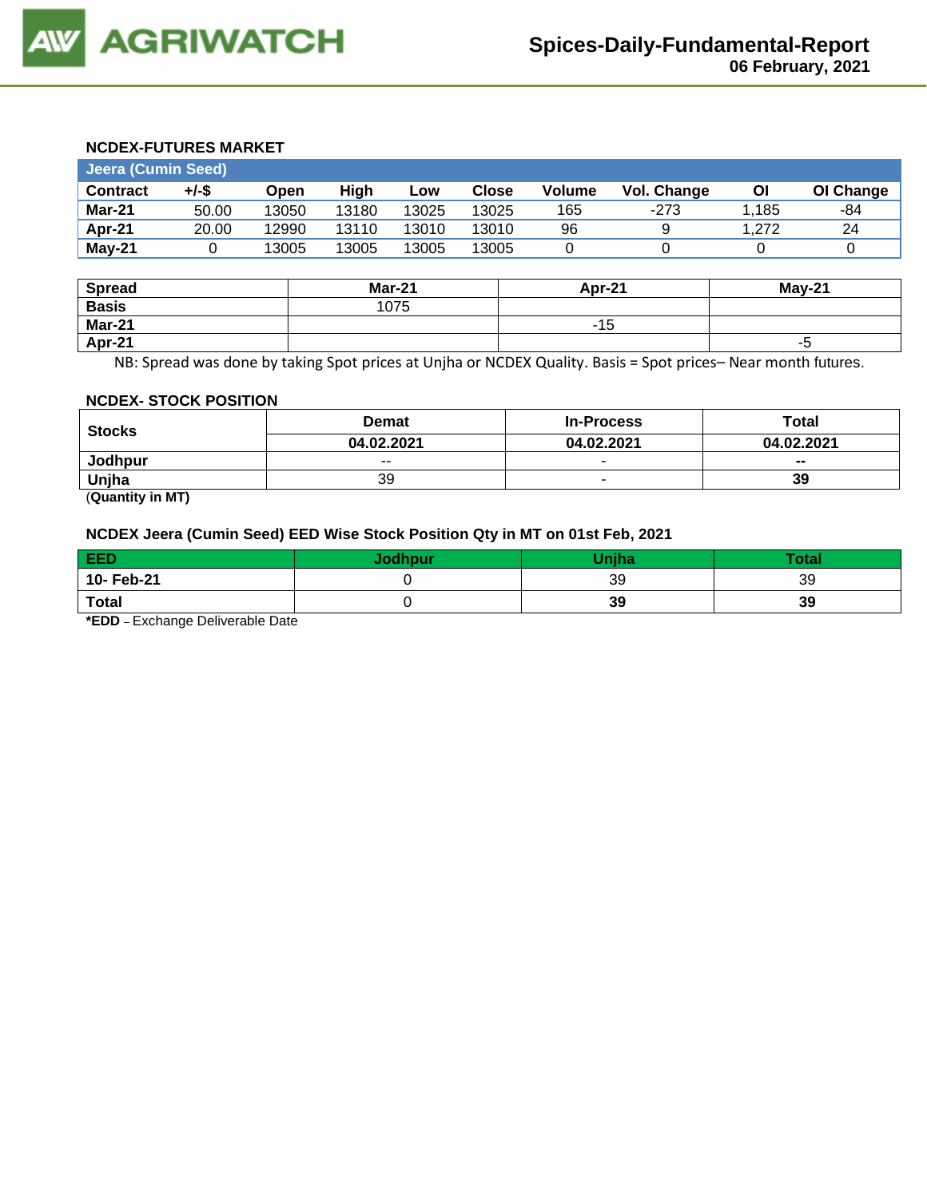### NCDEX-FUTURES MARKET

| Jeera (Cumin Seed) | | | | | | | | | |
|---|---|---|---|---|---|---|---|---|---|
| **Contract** | **+/-$** | **Open** | **High** | **Low** | **Close** | **Volume** | **Vol. Change** | **OI** | **OI Change** |
| **Mar-21** | 50.00 | 13050 | 13180 | 13025 | 13025 | 165 | -273 | 1,185 | -84 |
| **Apr-21** | 20.00 | 12990 | 13110 | 13010 | 13010 | 96 | 9 | 1,272 | 24 |
| **May-21** | 0 | 13005 | 13005 | 13005 | 13005 | 0 | 0 | 0 | 0 |

| Spread | Mar-21 | Apr-21 | May-21 |
|---|---|---|---|
| **Basis** | 1075 | | |
| **Mar-21** | | -15 | |
| **Apr-21** | | | -5 |

NB: Spread was done by taking Spot prices at Unjha or NCDEX Quality. Basis = Spot prices– Near month futures.

### NCDEX- STOCK POSITION

| Stocks | Demat | In-Process | Total |
|---|---|---|---|
| | **04.02.2021** | **04.02.2021** | **04.02.2021** |
| **Jodhpur** | -- | - | **--** |
| **Unjha** | 39 | - | **39** |

(**Quantity in MT**)

### NCDEX Jeera (Cumin Seed) EED Wise Stock Position Qty in MT on 01st Feb, 2021

| EED | Jodhpur | Unjha | Total |
|---|---|---|---|
| **10- Feb-21** | 0 | 39 | 39 |
| **Total** | 0 | **39** | **39** |

***EDD** – Exchange Deliverable Date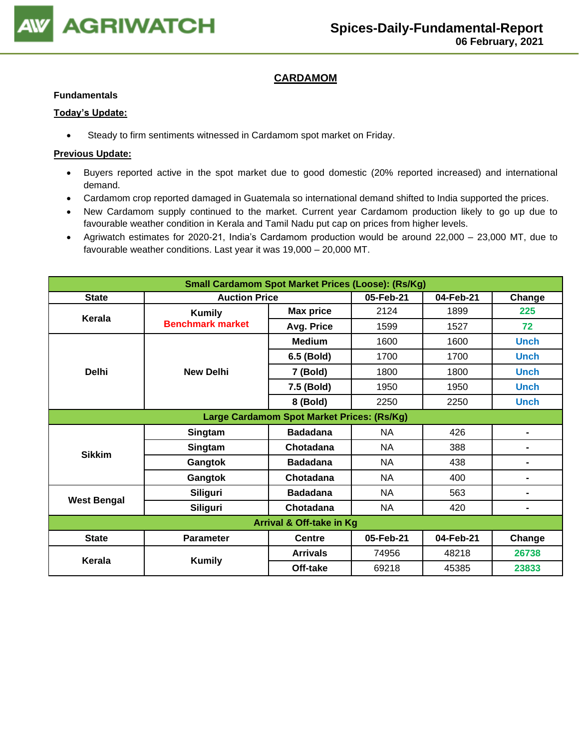# CARDAMOM

**Fundamentals**

**Today's Update:**

- Steady to firm sentiments witnessed in Cardamom spot market on Friday.

**Previous Update:**

- Buyers reported active in the spot market due to good domestic (20% reported increased) and international demand.
- Cardamom crop reported damaged in Guatemala so international demand shifted to India supported the prices.
- New Cardamom supply continued to the market. Current year Cardamom production likely to go up due to favourable weather condition in Kerala and Tamil Nadu put cap on prices from higher levels.
- Agriwatch estimates for 2020-21, India's Cardamom production would be around 22,000 – 23,000 MT, due to favourable weather conditions. Last year it was 19,000 – 20,000 MT.

| Small Cardamom Spot Market Prices (Loose): (Rs/Kg) | | | | | |
|---|---|---|---|---|---|
| **State** | **Auction Price** | | **05-Feb-21** | **04-Feb-21** | **Change** |
| Kerala | Kumily Benchmark market | Max price | 2124 | 1899 | 225 |
| | | Avg. Price | 1599 | 1527 | 72 |
| Delhi | New Delhi | Medium | 1600 | 1600 | Unch |
| | | 6.5 (Bold) | 1700 | 1700 | Unch |
| | | 7 (Bold) | 1800 | 1800 | Unch |
| | | 7.5 (Bold) | 1950 | 1950 | Unch |
| | | 8 (Bold) | 2250 | 2250 | Unch |
| **Large Cardamom Spot Market Prices: (Rs/Kg)** | | | | | |
| Sikkim | Singtam | Badadana | NA | 426 | - |
| | Singtam | Chotadana | NA | 388 | - |
| | Gangtok | Badadana | NA | 438 | - |
| | Gangtok | Chotadana | NA | 400 | - |
| West Bengal | Siliguri | Badadana | NA | 563 | - |
| | Siliguri | Chotadana | NA | 420 | - |
| **Arrival & Off-take in Kg** | | | | | |
| **State** | **Parameter** | **Centre** | **05-Feb-21** | **04-Feb-21** | **Change** |
| Kerala | Kumily | Arrivals | 74956 | 48218 | 26738 |
| | | Off-take | 69218 | 45385 | 23833 |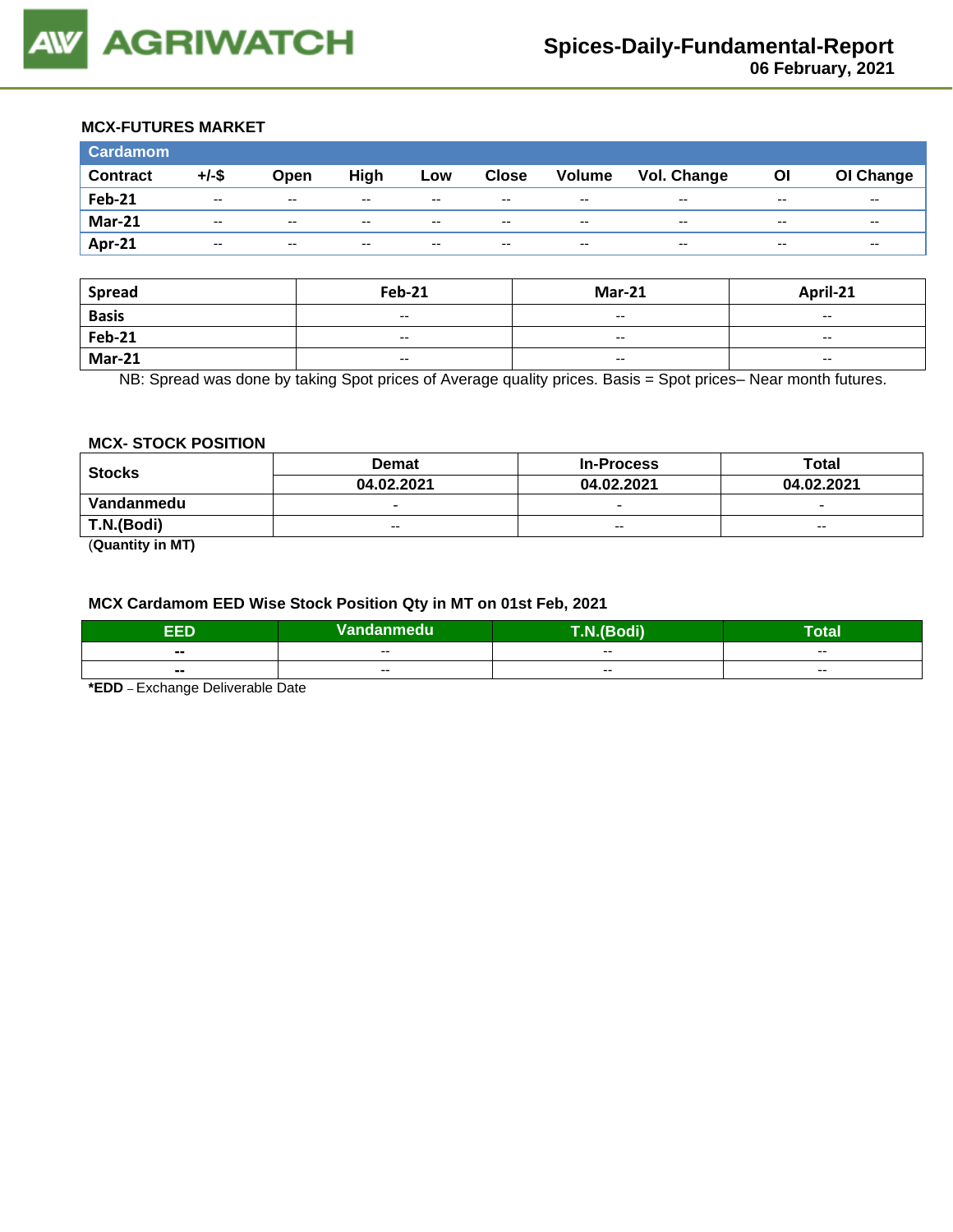### MCX-FUTURES MARKET

| Cardamom | | | | | | | | | |
|---|---|---|---|---|---|---|---|---|---|
| **Contract** | **+/-$** | **Open** | **High** | **Low** | **Close** | **Volume** | **Vol. Change** | **OI** | **OI Change** |
| **Feb-21** | -- | -- | -- | -- | -- | -- | -- | -- | -- |
| **Mar-21** | -- | -- | -- | -- | -- | -- | -- | -- | -- |
| **Apr-21** | -- | -- | -- | -- | -- | -- | -- | -- | -- |

| Spread | Feb-21 | Mar-21 | April-21 |
|---|---|---|---|
| **Basis** | -- | -- | -- |
| **Feb-21** | -- | -- | -- |
| **Mar-21** | -- | -- | -- |

NB: Spread was done by taking Spot prices of Average quality prices. Basis = Spot prices– Near month futures.

### MCX- STOCK POSITION

| Stocks | Demat | In-Process | Total |
|---|---|---|---|
| | **04.02.2021** | **04.02.2021** | **04.02.2021** |
| **Vandanmedu** | - | - | - |
| **T.N.(Bodi)** | -- | -- | -- |

(**Quantity in MT)**

### MCX Cardamom EED Wise Stock Position Qty in MT on 01st Feb, 2021

| EED | Vandanmedu | T.N.(Bodi) | Total |
|---|---|---|---|
| **--** | -- | -- | -- |
| **--** | -- | -- | -- |

***EDD** – Exchange Deliverable Date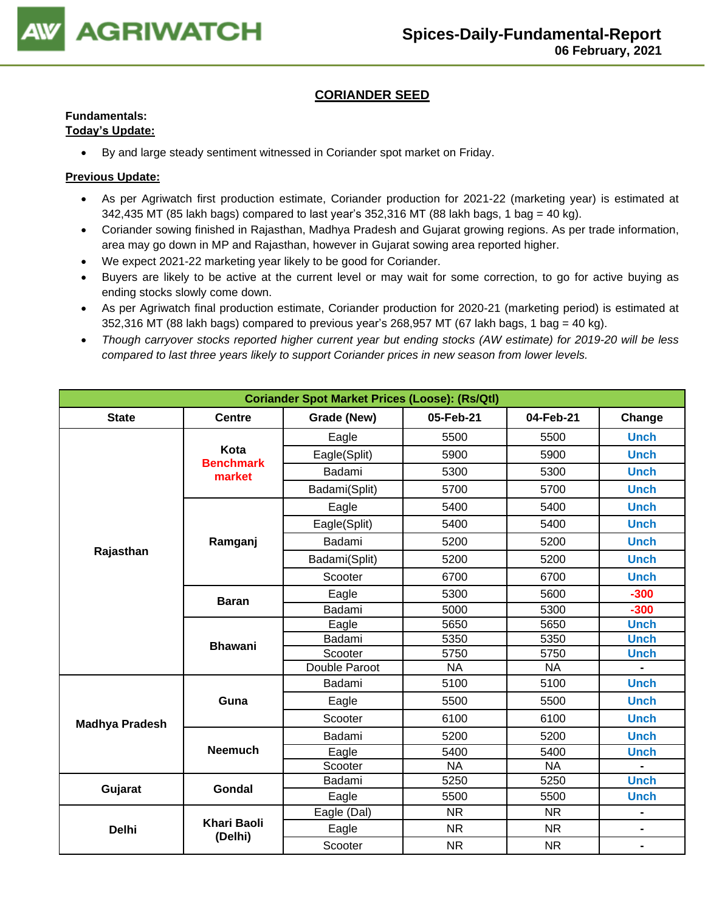## CORIANDER SEED

**Fundamentals:**
**Today's Update:**

- By and large steady sentiment witnessed in Coriander spot market on Friday.

**Previous Update:**

- As per Agriwatch first production estimate, Coriander production for 2021-22 (marketing year) is estimated at 342,435 MT (85 lakh bags) compared to last year's 352,316 MT (88 lakh bags, 1 bag = 40 kg).
- Coriander sowing finished in Rajasthan, Madhya Pradesh and Gujarat growing regions. As per trade information, area may go down in MP and Rajasthan, however in Gujarat sowing area reported higher.
- We expect 2021-22 marketing year likely to be good for Coriander.
- Buyers are likely to be active at the current level or may wait for some correction, to go for active buying as ending stocks slowly come down.
- As per Agriwatch final production estimate, Coriander production for 2020-21 (marketing period) is estimated at 352,316 MT (88 lakh bags) compared to previous year's 268,957 MT (67 lakh bags, 1 bag = 40 kg).
- *Though carryover stocks reported higher current year but ending stocks (AW estimate) for 2019-20 will be less compared to last three years likely to support Coriander prices in new season from lower levels.*

| Coriander Spot Market Prices (Loose): (Rs/Qtl) | | | | | |
|---|---|---|---|---|---|
| **State** | **Centre** | **Grade (New)** | **05-Feb-21** | **04-Feb-21** | **Change** |
| Rajasthan | Kota Benchmark market | Eagle | 5500 | 5500 | Unch |
| | | Eagle(Split) | 5900 | 5900 | Unch |
| | | Badami | 5300 | 5300 | Unch |
| | | Badami(Split) | 5700 | 5700 | Unch |
| | Ramganj | Eagle | 5400 | 5400 | Unch |
| | | Eagle(Split) | 5400 | 5400 | Unch |
| | | Badami | 5200 | 5200 | Unch |
| | | Badami(Split) | 5200 | 5200 | Unch |
| | | Scooter | 6700 | 6700 | Unch |
| | Baran | Eagle | 5300 | 5600 | -300 |
| | | Badami | 5000 | 5300 | -300 |
| | Bhawani | Eagle | 5650 | 5650 | Unch |
| | | Badami | 5350 | 5350 | Unch |
| | | Scooter | 5750 | 5750 | Unch |
| | | Double Paroot | NA | NA | - |
| Madhya Pradesh | Guna | Badami | 5100 | 5100 | Unch |
| | | Eagle | 5500 | 5500 | Unch |
| | | Scooter | 6100 | 6100 | Unch |
| | Neemuch | Badami | 5200 | 5200 | Unch |
| | | Eagle | 5400 | 5400 | Unch |
| | | Scooter | NA | NA | - |
| Gujarat | Gondal | Badami | 5250 | 5250 | Unch |
| | | Eagle | 5500 | 5500 | Unch |
| Delhi | Khari Baoli (Delhi) | Eagle (Dal) | NR | NR | - |
| | | Eagle | NR | NR | - |
| | | Scooter | NR | NR | - |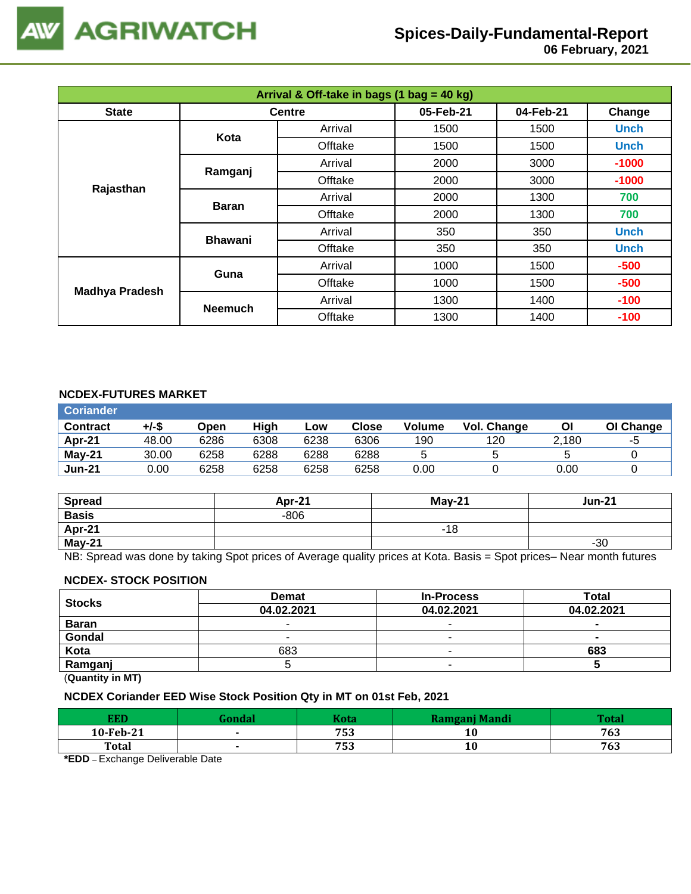| Arrival & Off-take in bags (1 bag = 40 kg) | | | | | |
|---|---|---|---|---|---|
| **State** | **Centre** | | **05-Feb-21** | **04-Feb-21** | **Change** |
| **Rajasthan** | **Kota** | Arrival | 1500 | 1500 | Unch |
| | | Offtake | 1500 | 1500 | Unch |
| | **Ramganj** | Arrival | 2000 | 3000 | -1000 |
| | | Offtake | 2000 | 3000 | -1000 |
| | **Baran** | Arrival | 2000 | 1300 | 700 |
| | | Offtake | 2000 | 1300 | 700 |
| | **Bhawani** | Arrival | 350 | 350 | Unch |
| | | Offtake | 350 | 350 | Unch |
| **Madhya Pradesh** | **Guna** | Arrival | 1000 | 1500 | -500 |
| | | Offtake | 1000 | 1500 | -500 |
| | **Neemuch** | Arrival | 1300 | 1400 | -100 |
| | | Offtake | 1300 | 1400 | -100 |

**NCDEX-FUTURES MARKET**

| Coriander | | | | | | | | | |
|---|---|---|---|---|---|---|---|---|---|
| **Contract** | **+/-$** | **Open** | **High** | **Low** | **Close** | **Volume** | **Vol. Change** | **OI** | **OI Change** |
| **Apr-21** | 48.00 | 6286 | 6308 | 6238 | 6306 | 190 | 120 | 2,180 | -5 |
| **May-21** | 30.00 | 6258 | 6288 | 6288 | 6288 | 5 | 5 | 5 | 0 |
| **Jun-21** | 0.00 | 6258 | 6258 | 6258 | 6258 | 0.00 | 0 | 0.00 | 0 |

| **Spread** | **Apr-21** | **May-21** | **Jun-21** |
|---|---|---|---|
| **Basis** | -806 | | |
| **Apr-21** | | -18 | |
| **May-21** | | | -30 |

NB: Spread was done by taking Spot prices of Average quality prices at Kota. Basis = Spot prices– Near month futures

**NCDEX- STOCK POSITION**

| **Stocks** | **Demat** | **In-Process** | **Total** |
|---|---|---|---|
| | **04.02.2021** | **04.02.2021** | **04.02.2021** |
| **Baran** | - | - | **-** |
| **Gondal** | - | - | **-** |
| **Kota** | 683 | - | **683** |
| **Ramganj** | 5 | - | **5** |

(**Quantity in MT)**

**NCDEX Coriander EED Wise Stock Position Qty in MT on 01st Feb, 2021**

| **EED** | **Gondal** | **Kota** | **Ramganj Mandi** | **Total** |
|---|---|---|---|---|
| **10-Feb-21** | **-** | **753** | **10** | **763** |
| **Total** | **-** | **753** | **10** | **763** |

***EDD** – Exchange Deliverable Date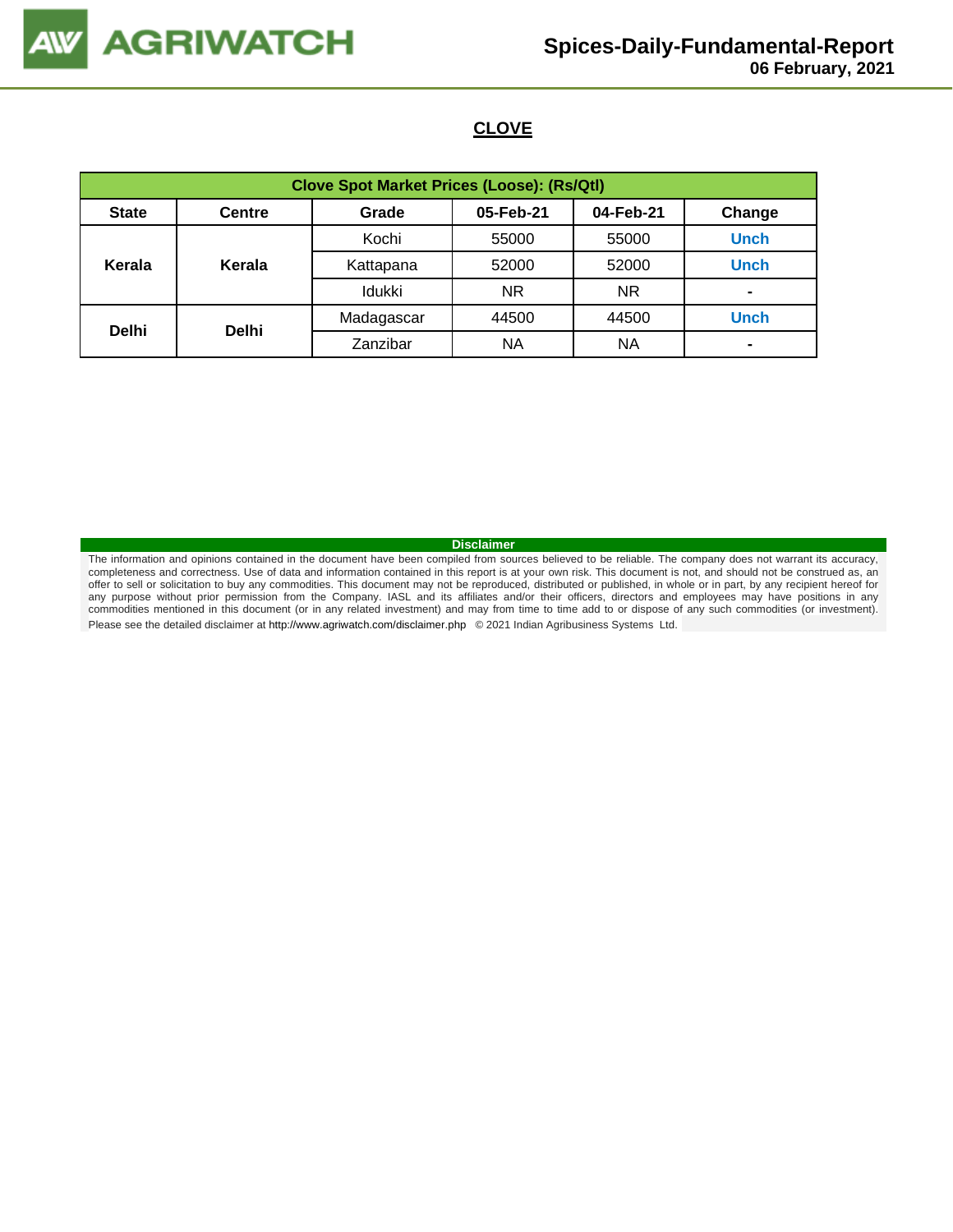## CLOVE

| Clove Spot Market Prices (Loose): (Rs/Qtl) | | | | | |
|---|---|---|---|---|---|
| **State** | **Centre** | **Grade** | **05-Feb-21** | **04-Feb-21** | **Change** |
| **Kerala** | **Kerala** | Kochi | 55000 | 55000 | **Unch** |
| | | Kattapana | 52000 | 52000 | **Unch** |
| | | Idukki | NR | NR | - |
| **Delhi** | **Delhi** | Madagascar | 44500 | 44500 | **Unch** |
| | | Zanzibar | NA | NA | - |

**Disclaimer**

The information and opinions contained in the document have been compiled from sources believed to be reliable. The company does not warrant its accuracy, completeness and correctness. Use of data and information contained in this report is at your own risk. This document is not, and should not be construed as, an offer to sell or solicitation to buy any commodities. This document may not be reproduced, distributed or published, in whole or in part, by any recipient hereof for any purpose without prior permission from the Company. IASL and its affiliates and/or their officers, directors and employees may have positions in any commodities mentioned in this document (or in any related investment) and may from time to time add to or dispose of any such commodities (or investment). Please see the detailed disclaimer at http://www.agriwatch.com/disclaimer.php © 2021 Indian Agribusiness Systems Ltd.